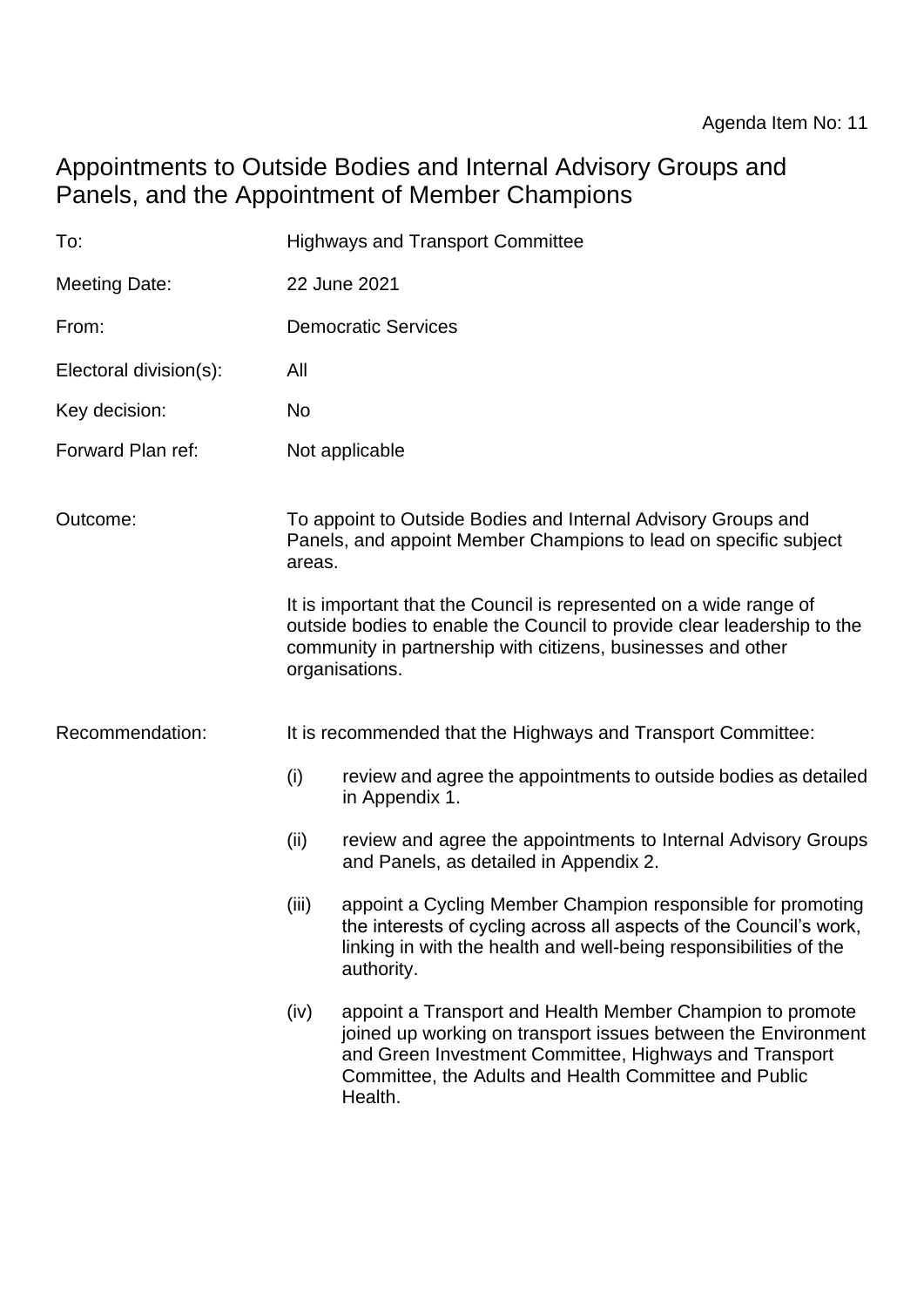Agenda Item No: 11

# Appointments to Outside Bodies and Internal Advisory Groups and Panels, and the Appointment of Member Champions

| | |
|---|---|
| To: | Highways and Transport Committee |
| Meeting Date: | 22 June 2021 |
| From: | Democratic Services |
| Electoral division(s): | All |
| Key decision: | No |
| Forward Plan ref: | Not applicable |

Outcome:

To appoint to Outside Bodies and Internal Advisory Groups and Panels, and appoint Member Champions to lead on specific subject areas.

It is important that the Council is represented on a wide range of outside bodies to enable the Council to provide clear leadership to the community in partnership with citizens, businesses and other organisations.

Recommendation:

It is recommended that the Highways and Transport Committee:

(i) review and agree the appointments to outside bodies as detailed in Appendix 1.

(ii) review and agree the appointments to Internal Advisory Groups and Panels, as detailed in Appendix 2.

(iii) appoint a Cycling Member Champion responsible for promoting the interests of cycling across all aspects of the Council's work, linking in with the health and well-being responsibilities of the authority.

(iv) appoint a Transport and Health Member Champion to promote joined up working on transport issues between the Environment and Green Investment Committee, Highways and Transport Committee, the Adults and Health Committee and Public Health.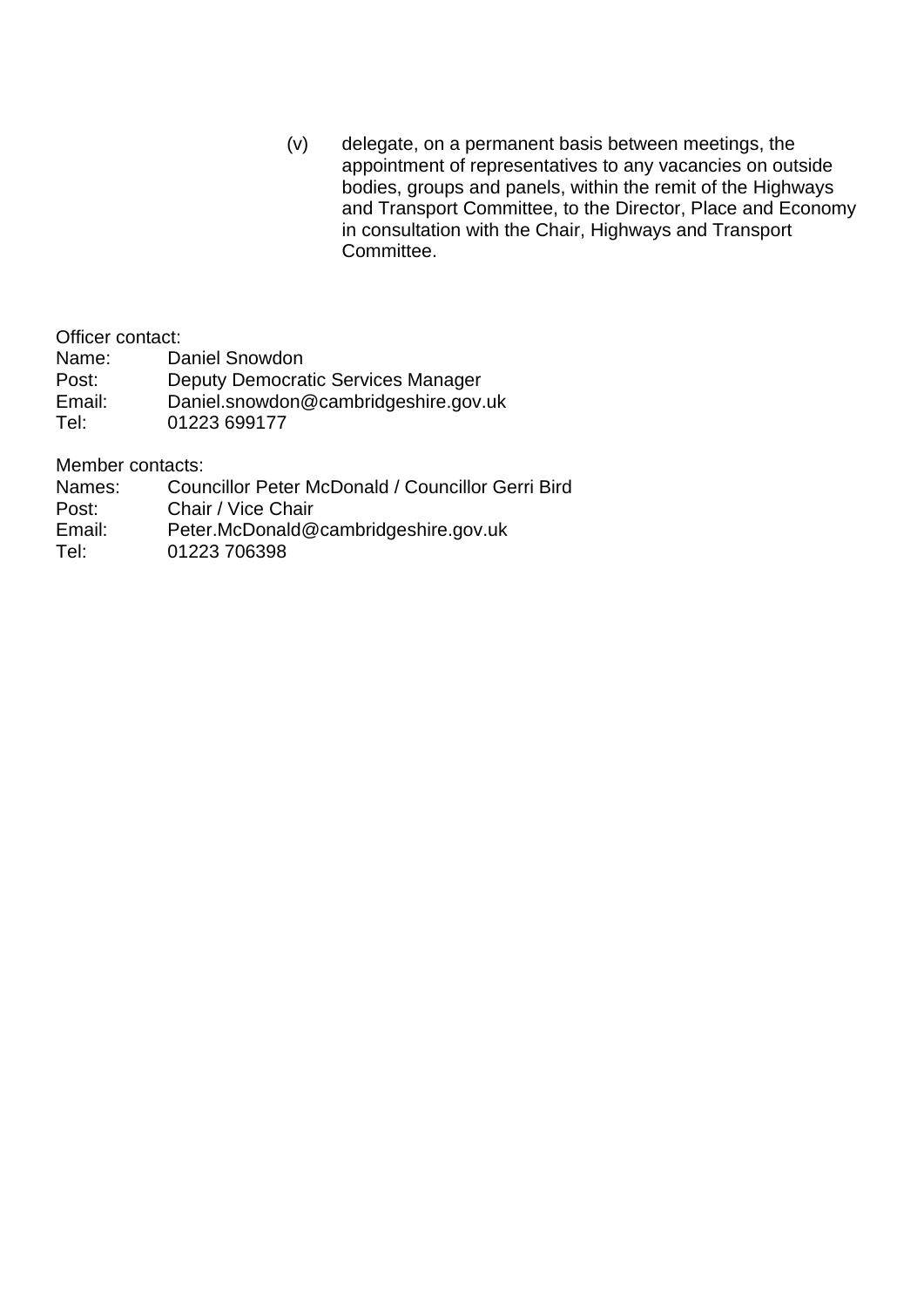(v) delegate, on a permanent basis between meetings, the appointment of representatives to any vacancies on outside bodies, groups and panels, within the remit of the Highways and Transport Committee, to the Director, Place and Economy in consultation with the Chair, Highways and Transport Committee.

Officer contact:

| | |
|---|---|
| Name: | Daniel Snowdon |
| Post: | Deputy Democratic Services Manager |
| Email: | Daniel.snowdon@cambridgeshire.gov.uk |
| Tel: | 01223 699177 |

Member contacts:

| | |
|---|---|
| Names: | Councillor Peter McDonald / Councillor Gerri Bird |
| Post: | Chair / Vice Chair |
| Email: | Peter.McDonald@cambridgeshire.gov.uk |
| Tel: | 01223 706398 |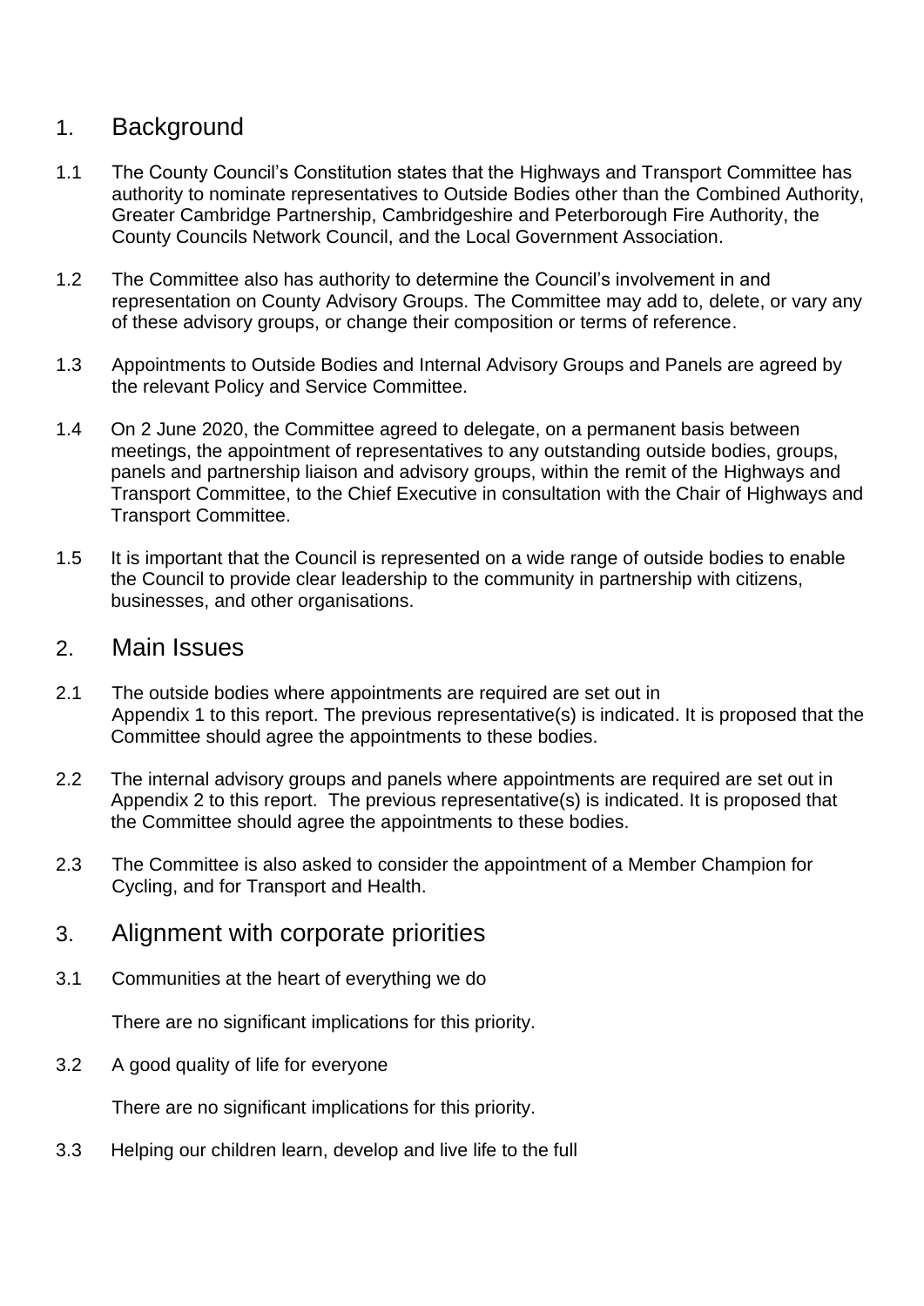## 1. Background

1.1 The County Council's Constitution states that the Highways and Transport Committee has authority to nominate representatives to Outside Bodies other than the Combined Authority, Greater Cambridge Partnership, Cambridgeshire and Peterborough Fire Authority, the County Councils Network Council, and the Local Government Association.

1.2 The Committee also has authority to determine the Council's involvement in and representation on County Advisory Groups. The Committee may add to, delete, or vary any of these advisory groups, or change their composition or terms of reference.

1.3 Appointments to Outside Bodies and Internal Advisory Groups and Panels are agreed by the relevant Policy and Service Committee.

1.4 On 2 June 2020, the Committee agreed to delegate, on a permanent basis between meetings, the appointment of representatives to any outstanding outside bodies, groups, panels and partnership liaison and advisory groups, within the remit of the Highways and Transport Committee, to the Chief Executive in consultation with the Chair of Highways and Transport Committee.

1.5 It is important that the Council is represented on a wide range of outside bodies to enable the Council to provide clear leadership to the community in partnership with citizens, businesses, and other organisations.

## 2. Main Issues

2.1 The outside bodies where appointments are required are set out in Appendix 1 to this report. The previous representative(s) is indicated. It is proposed that the Committee should agree the appointments to these bodies.

2.2 The internal advisory groups and panels where appointments are required are set out in Appendix 2 to this report. The previous representative(s) is indicated. It is proposed that the Committee should agree the appointments to these bodies.

2.3 The Committee is also asked to consider the appointment of a Member Champion for Cycling, and for Transport and Health.

## 3. Alignment with corporate priorities

3.1 Communities at the heart of everything we do

There are no significant implications for this priority.

3.2 A good quality of life for everyone

There are no significant implications for this priority.

3.3 Helping our children learn, develop and live life to the full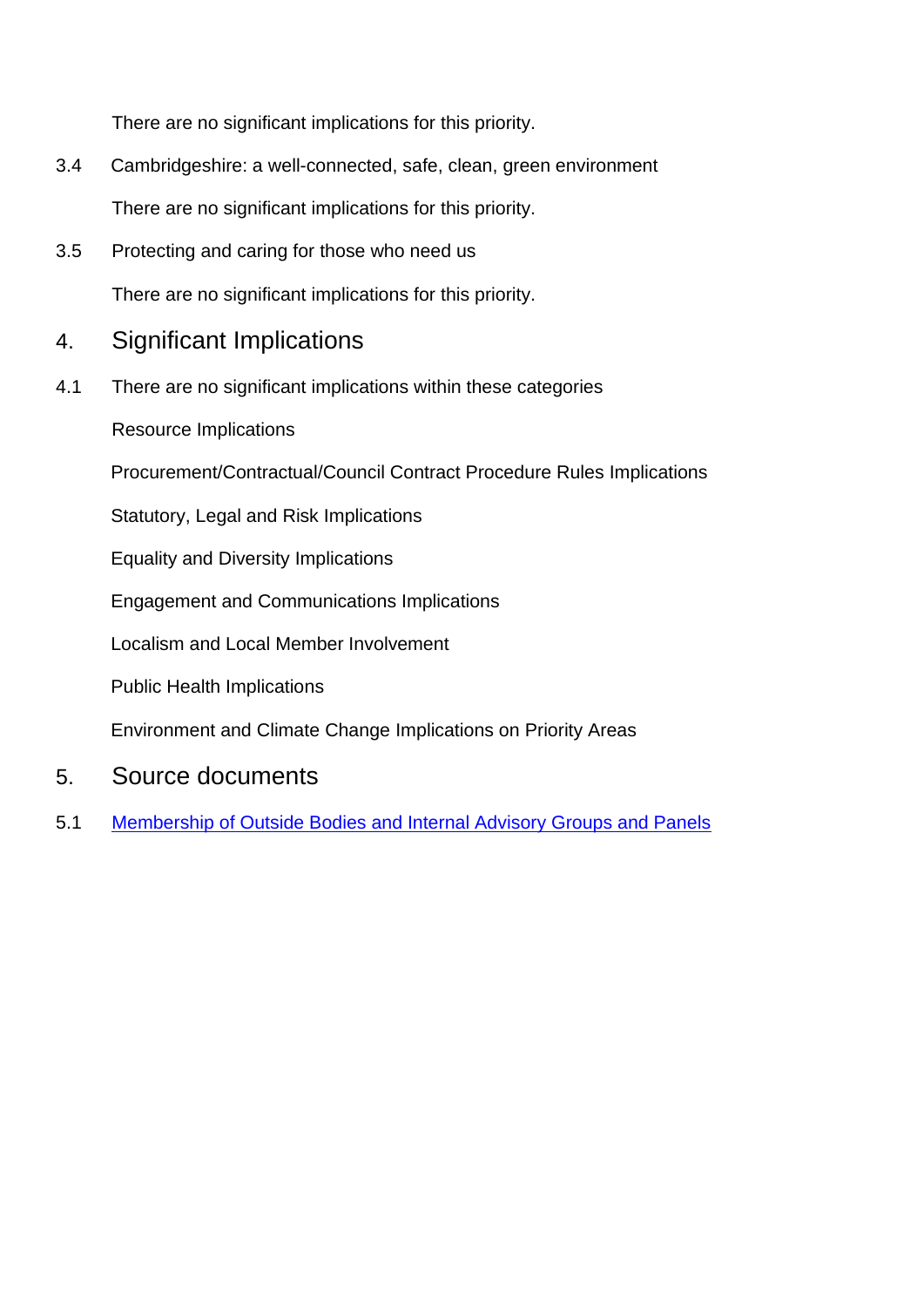There are no significant implications for this priority.

3.4 Cambridgeshire: a well-connected, safe, clean, green environment

There are no significant implications for this priority.

3.5 Protecting and caring for those who need us

There are no significant implications for this priority.

## 4. Significant Implications

4.1 There are no significant implications within these categories

Resource Implications

Procurement/Contractual/Council Contract Procedure Rules Implications

Statutory, Legal and Risk Implications

Equality and Diversity Implications

Engagement and Communications Implications

Localism and Local Member Involvement

Public Health Implications

Environment and Climate Change Implications on Priority Areas

## 5. Source documents

5.1 Membership of Outside Bodies and Internal Advisory Groups and Panels